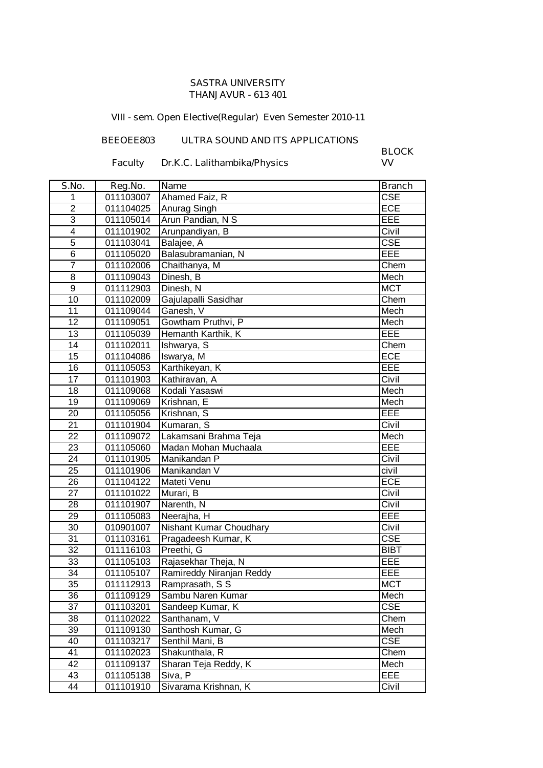SASTRA UNIVERSITY
THANJAVUR - 613 401

VIII - sem. Open Elective(Regular) Even Semester 2010-11

BEEOEE803 ULTRA SOUND AND ITS APPLICATIONS

Faculty Dr.K.C. Lalithambika/Physics

BLOCK
VV

| S.No. | Reg.No. | Name | Branch |
|---|---|---|---|
| 1 | 011103007 | Ahamed Faiz, R | CSE |
| 2 | 011104025 | Anurag Singh | ECE |
| 3 | 011105014 | Arun Pandian, N S | EEE |
| 4 | 011101902 | Arunpandiyan, B | Civil |
| 5 | 011103041 | Balajee, A | CSE |
| 6 | 011105020 | Balasubramanian, N | EEE |
| 7 | 011102006 | Chaithanya, M | Chem |
| 8 | 011109043 | Dinesh, B | Mech |
| 9 | 011112903 | Dinesh, N | MCT |
| 10 | 011102009 | Gajulapalli Sasidhar | Chem |
| 11 | 011109044 | Ganesh, V | Mech |
| 12 | 011109051 | Gowtham Pruthvi, P | Mech |
| 13 | 011105039 | Hemanth Karthik, K | EEE |
| 14 | 011102011 | Ishwarya, S | Chem |
| 15 | 011104086 | Iswarya, M | ECE |
| 16 | 011105053 | Karthikeyan, K | EEE |
| 17 | 011101903 | Kathiravan, A | Civil |
| 18 | 011109068 | Kodali Yasaswi | Mech |
| 19 | 011109069 | Krishnan, E | Mech |
| 20 | 011105056 | Krishnan, S | EEE |
| 21 | 011101904 | Kumaran, S | Civil |
| 22 | 011109072 | Lakamsani Brahma Teja | Mech |
| 23 | 011105060 | Madan Mohan Muchaala | EEE |
| 24 | 011101905 | Manikandan P | Civil |
| 25 | 011101906 | Manikandan V | civil |
| 26 | 011104122 | Mateti Venu | ECE |
| 27 | 011101022 | Murari, B | Civil |
| 28 | 011101907 | Narenth, N | Civil |
| 29 | 011105083 | Neerajha, H | EEE |
| 30 | 010901007 | Nishant Kumar Choudhary | Civil |
| 31 | 011103161 | Pragadeesh Kumar, K | CSE |
| 32 | 011116103 | Preethi, G | BIBT |
| 33 | 011105103 | Rajasekhar Theja, N | EEE |
| 34 | 011105107 | Ramireddy Niranjan Reddy | EEE |
| 35 | 011112913 | Ramprasath, S S | MCT |
| 36 | 011109129 | Sambu Naren Kumar | Mech |
| 37 | 011103201 | Sandeep Kumar, K | CSE |
| 38 | 011102022 | Santhanam, V | Chem |
| 39 | 011109130 | Santhosh Kumar, G | Mech |
| 40 | 011103217 | Senthil Mani, B | CSE |
| 41 | 011102023 | Shakunthala, R | Chem |
| 42 | 011109137 | Sharan Teja Reddy, K | Mech |
| 43 | 011105138 | Siva, P | EEE |
| 44 | 011101910 | Sivarama Krishnan, K | Civil |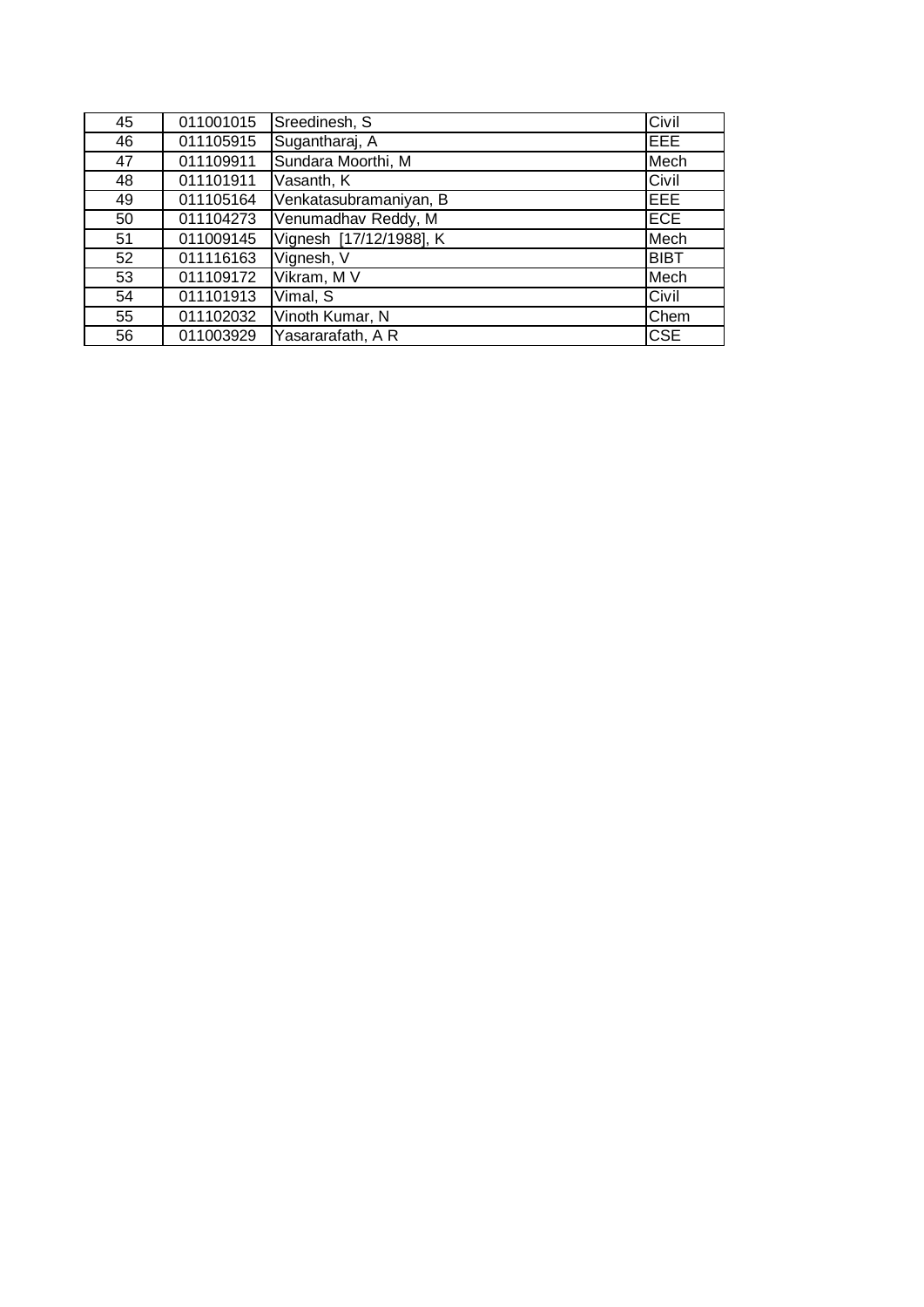| | | | |
|---|---|---|---|
| 45 | 011001015 | Sreedinesh, S | Civil |
| 46 | 011105915 | Suganthara j, A | EEE |
| 47 | 011109911 | Sundara Moorthi, M | Mech |
| 48 | 011101911 | Vasanth, K | Civil |
| 49 | 011105164 | Venkatasubramaniyan, B | EEE |
| 50 | 011104273 | Venumadhav Reddy, M | ECE |
| 51 | 011009145 | Vignesh [17/12/1988], K | Mech |
| 52 | 011116163 | Vignesh, V | BIBT |
| 53 | 011109172 | Vikram, M V | Mech |
| 54 | 011101913 | Vimal, S | Civil |
| 55 | 011102032 | Vinoth Kumar, N | Chem |
| 56 | 011003929 | Yasararafath, A R | CSE |